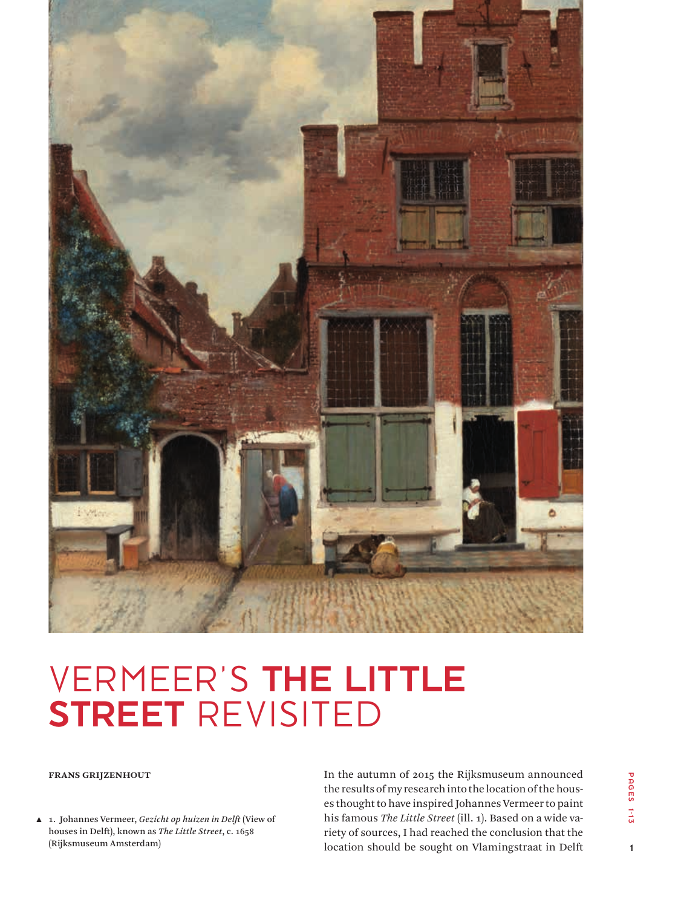# VERMEER'S **THE LITTLE STREET** REVISITED

**FRANS GRIJZENHOUT**

▲ 1. Johannes Vermeer, *Gezicht op huizen in Delft* (View of houses in Delft), known as *The Little Street*, c. 1658 (Rijksmuseum Amsterdam)

In the autumn of 2015 the Rijksmuseum announced the results of my research into the location of the houses thought to have inspired Johannes Vermeer to paint his famous *The Little Street* (ill. 1). Based on a wide variety of sources, I had reached the conclusion that the location should be sought on Vlamingstraat in Delft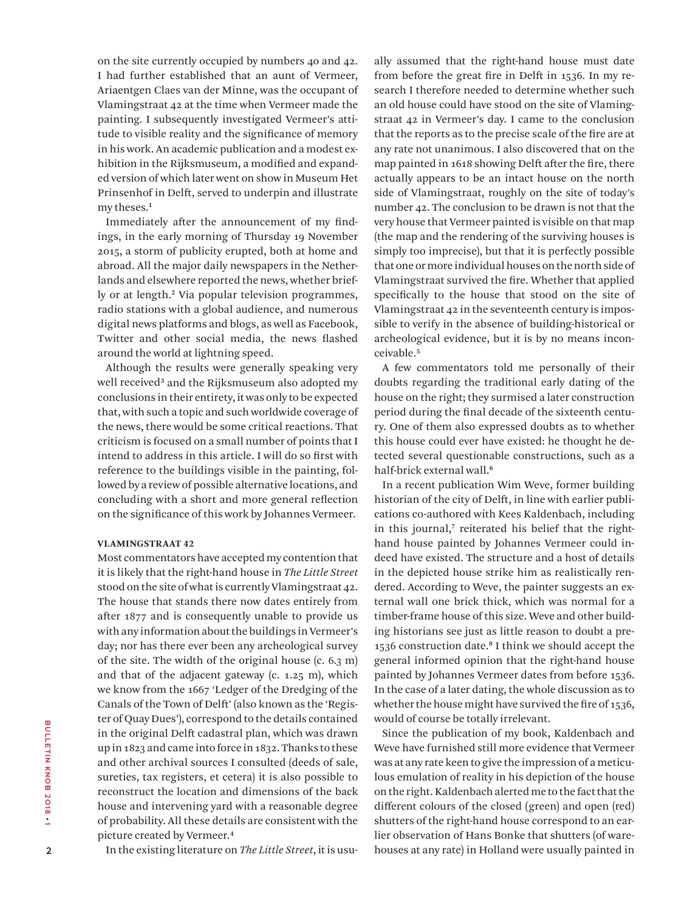on the site currently occupied by numbers 40 and 42. I had further established that an aunt of Vermeer, Ariaentgen Claes van der Minne, was the occupant of Vlamingstraat 42 at the time when Vermeer made the painting. I subsequently investigated Vermeer's attitude to visible reality and the significance of memory in his work. An academic publication and a modest exhibition in the Rijksmuseum, a modified and expanded version of which later went on show in Museum Het Prinsenhof in Delft, served to underpin and illustrate my theses.[1]

Immediately after the announcement of my findings, in the early morning of Thursday 19 November 2015, a storm of publicity erupted, both at home and abroad. All the major daily newspapers in the Netherlands and elsewhere reported the news, whether briefly or at length.[2] Via popular television programmes, radio stations with a global audience, and numerous digital news platforms and blogs, as well as Facebook, Twitter and other social media, the news flashed around the world at lightning speed.

Although the results were generally speaking very well received[3] and the Rijksmuseum also adopted my conclusions in their entirety, it was only to be expected that, with such a topic and such worldwide coverage of the news, there would be some critical reactions. That criticism is focused on a small number of points that I intend to address in this article. I will do so first with reference to the buildings visible in the painting, followed by a review of possible alternative locations, and concluding with a short and more general reflection on the significance of this work by Johannes Vermeer.

## VLAMINGSTRAAT 42

Most commentators have accepted my contention that it is likely that the right-hand house in *The Little Street* stood on the site of what is currently Vlamingstraat 42. The house that stands there now dates entirely from after 1877 and is consequently unable to provide us with any information about the buildings in Vermeer's day; nor has there ever been any archeological survey of the site. The width of the original house (c. 6.3 m) and that of the adjacent gateway (c. 1.25 m), which we know from the 1667 'Ledger of the Dredging of the Canals of the Town of Delft' (also known as the 'Register of Quay Dues'), correspond to the details contained in the original Delft cadastral plan, which was drawn up in 1823 and came into force in 1832. Thanks to these and other archival sources I consulted (deeds of sale, sureties, tax registers, et cetera) it is also possible to reconstruct the location and dimensions of the back house and intervening yard with a reasonable degree of probability. All these details are consistent with the picture created by Vermeer.[4]

In the existing literature on *The Little Street*, it is usually assumed that the right-hand house must date from before the great fire in Delft in 1536. In my research I therefore needed to determine whether such an old house could have stood on the site of Vlamingstraat 42 in Vermeer's day. I came to the conclusion that the reports as to the precise scale of the fire are at any rate not unanimous. I also discovered that on the map painted in 1618 showing Delft after the fire, there actually appears to be an intact house on the north side of Vlamingstraat, roughly on the site of today's number 42. The conclusion to be drawn is not that the very house that Vermeer painted is visible on that map (the map and the rendering of the surviving houses is simply too imprecise), but that it is perfectly possible that one or more individual houses on the north side of Vlamingstraat survived the fire. Whether that applied specifically to the house that stood on the site of Vlamingstraat 42 in the seventeenth century is impossible to verify in the absence of building-historical or archeological evidence, but it is by no means inconceivable.[5]

A few commentators told me personally of their doubts regarding the traditional early dating of the house on the right; they surmised a later construction period during the final decade of the sixteenth century. One of them also expressed doubts as to whether this house could ever have existed: he thought he detected several questionable constructions, such as a half-brick external wall.[6]

In a recent publication Wim Weve, former building historian of the city of Delft, in line with earlier publications co-authored with Kees Kaldenbach, including in this journal,[7] reiterated his belief that the right-hand house painted by Johannes Vermeer could indeed have existed. The structure and a host of details in the depicted house strike him as realistically rendered. According to Weve, the painter suggests an external wall one brick thick, which was normal for a timber-frame house of this size. Weve and other building historians see just as little reason to doubt a pre-1536 construction date.[8] I think we should accept the general informed opinion that the right-hand house painted by Johannes Vermeer dates from before 1536. In the case of a later dating, the whole discussion as to whether the house might have survived the fire of 1536, would of course be totally irrelevant.

Since the publication of my book, Kaldenbach and Weve have furnished still more evidence that Vermeer was at any rate keen to give the impression of a meticulous emulation of reality in his depiction of the house on the right. Kaldenbach alerted me to the fact that the different colours of the closed (green) and open (red) shutters of the right-hand house correspond to an earlier observation of Hans Bonke that shutters (of warehouses at any rate) in Holland were usually painted in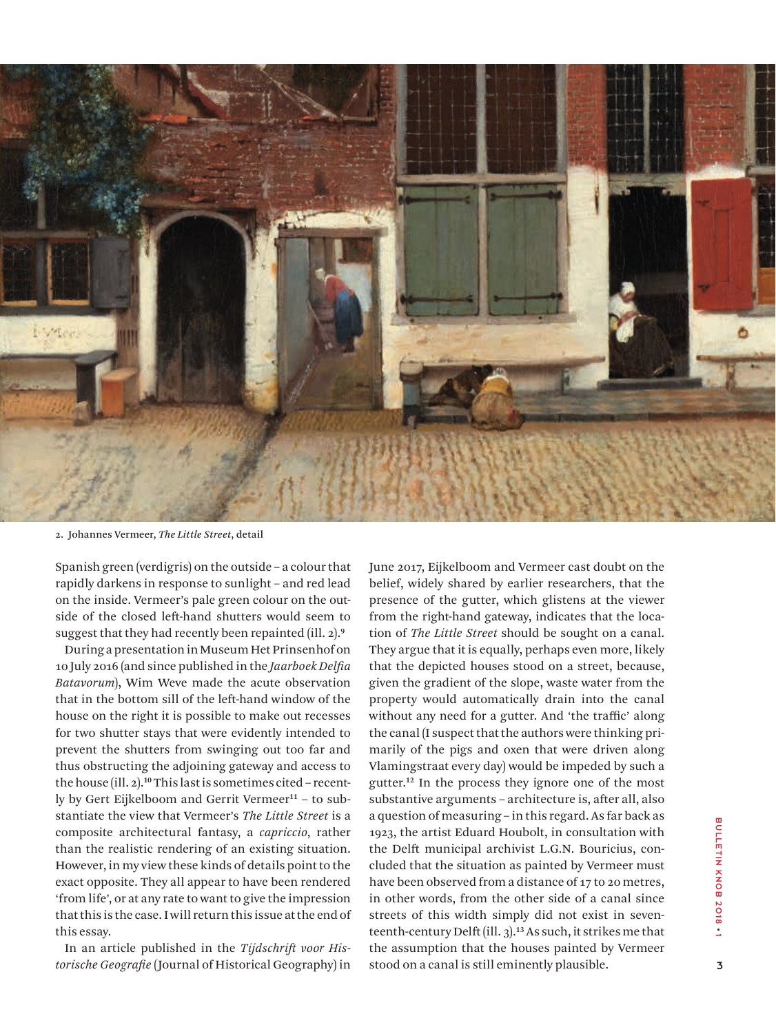2. Johannes Vermeer, *The Little Street*, detail

Spanish green (verdigris) on the outside – a colour that rapidly darkens in response to sunlight – and red lead on the inside. Vermeer's pale green colour on the outside of the closed left-hand shutters would seem to suggest that they had recently been repainted (ill. 2).[9]

During a presentation in Museum Het Prinsenhof on 10 July 2016 (and since published in the *Jaarboek Delfia Batavorum*), Wim Weve made the acute observation that in the bottom sill of the left-hand window of the house on the right it is possible to make out recesses for two shutter stays that were evidently intended to prevent the shutters from swinging out too far and thus obstructing the adjoining gateway and access to the house (ill. 2).[10] This last is sometimes cited – recently by Gert Eijkelboom and Gerrit Vermeer[11] – to substantiate the view that Vermeer's *The Little Street* is a composite architectural fantasy, a *capriccio*, rather than the realistic rendering of an existing situation. However, in my view these kinds of details point to the exact opposite. They all appear to have been rendered 'from life', or at any rate to want to give the impression that this is the case. I will return this issue at the end of this essay.

In an article published in the *Tijdschrift voor Historische Geografie* (Journal of Historical Geography) in June 2017, Eijkelboom and Vermeer cast doubt on the belief, widely shared by earlier researchers, that the presence of the gutter, which glistens at the viewer from the right-hand gateway, indicates that the location of *The Little Street* should be sought on a canal. They argue that it is equally, perhaps even more, likely that the depicted houses stood on a street, because, given the gradient of the slope, waste water from the property would automatically drain into the canal without any need for a gutter. And 'the traffic' along the canal (I suspect that the authors were thinking primarily of the pigs and oxen that were driven along Vlamingstraat every day) would be impeded by such a gutter.[12] In the process they ignore one of the most substantive arguments – architecture is, after all, also a question of measuring – in this regard. As far back as 1923, the artist Eduard Houbolt, in consultation with the Delft municipal archivist L.G.N. Bouricius, concluded that the situation as painted by Vermeer must have been observed from a distance of 17 to 20 metres, in other words, from the other side of a canal since streets of this width simply did not exist in seventeenth-century Delft (ill. 3).[13] As such, it strikes me that the assumption that the houses painted by Vermeer stood on a canal is still eminently plausible.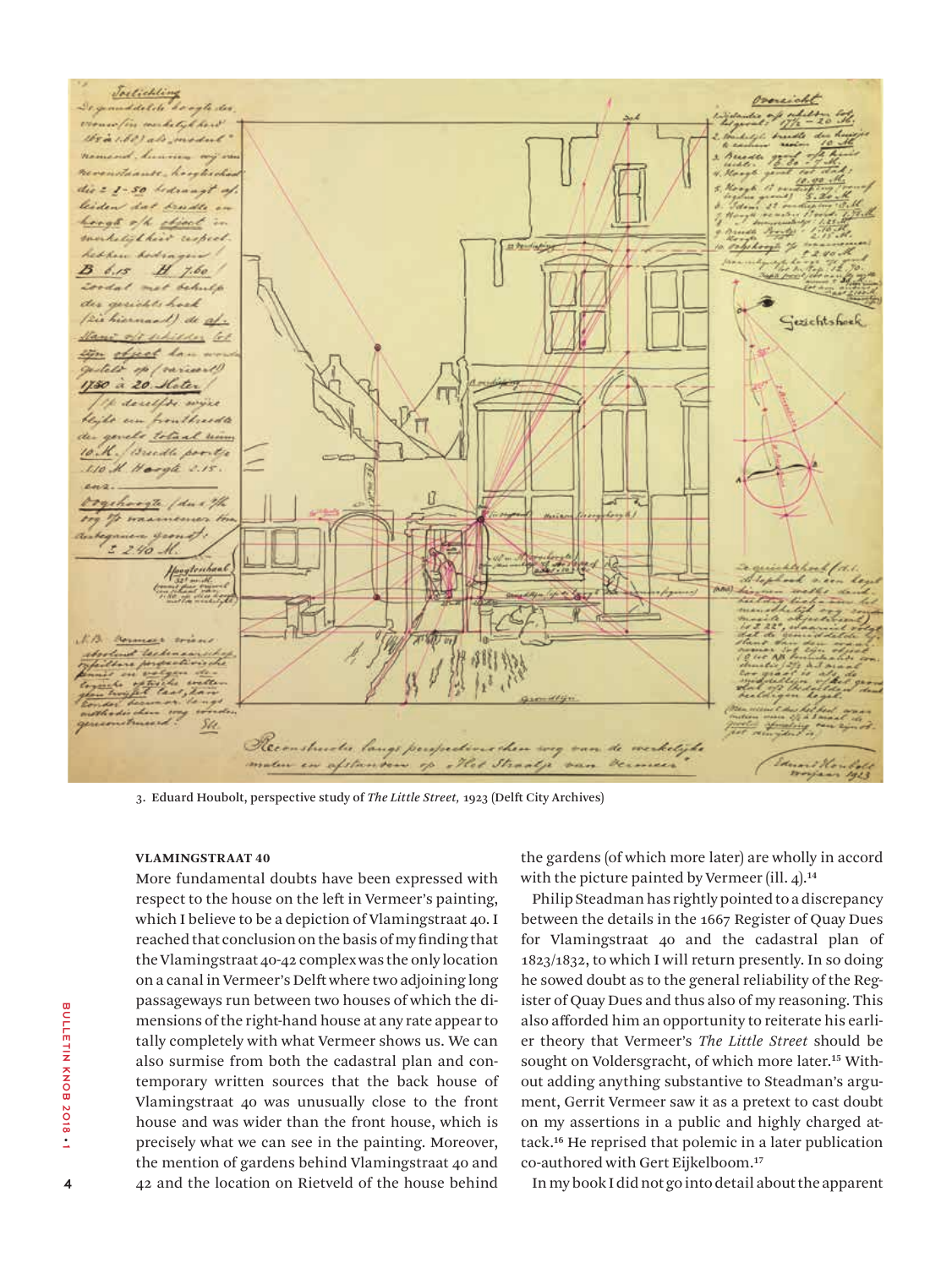3. Eduard Houbolt, perspective study of *The Little Street,* 1923 (Delft City Archives)

### VLAMINGSTRAAT 40

More fundamental doubts have been expressed with respect to the house on the left in Vermeer's painting, which I believe to be a depiction of Vlamingstraat 40. I reached that conclusion on the basis of my finding that the Vlamingstraat 40-42 complex was the only location on a canal in Vermeer's Delft where two adjoining long passageways run between two houses of which the dimensions of the right-hand house at any rate appear to tally completely with what Vermeer shows us. We can also surmise from both the cadastral plan and contemporary written sources that the back house of Vlamingstraat 40 was unusually close to the front house and was wider than the front house, which is precisely what we can see in the painting. Moreover, the mention of gardens behind Vlamingstraat 40 and 42 and the location on Rietveld of the house behind the gardens (of which more later) are wholly in accord with the picture painted by Vermeer (ill. 4).[14]

Philip Steadman has rightly pointed to a discrepancy between the details in the 1667 Register of Quay Dues for Vlamingstraat 40 and the cadastral plan of 1823/1832, to which I will return presently. In so doing he sowed doubt as to the general reliability of the Register of Quay Dues and thus also of my reasoning. This also afforded him an opportunity to reiterate his earlier theory that Vermeer's *The Little Street* should be sought on Voldersgracht, of which more later.[15] Without adding anything substantive to Steadman's argument, Gerrit Vermeer saw it as a pretext to cast doubt on my assertions in a public and highly charged attack.[16] He reprised that polemic in a later publication co-authored with Gert Eijkelboom.[17]

In my book I did not go into detail about the apparent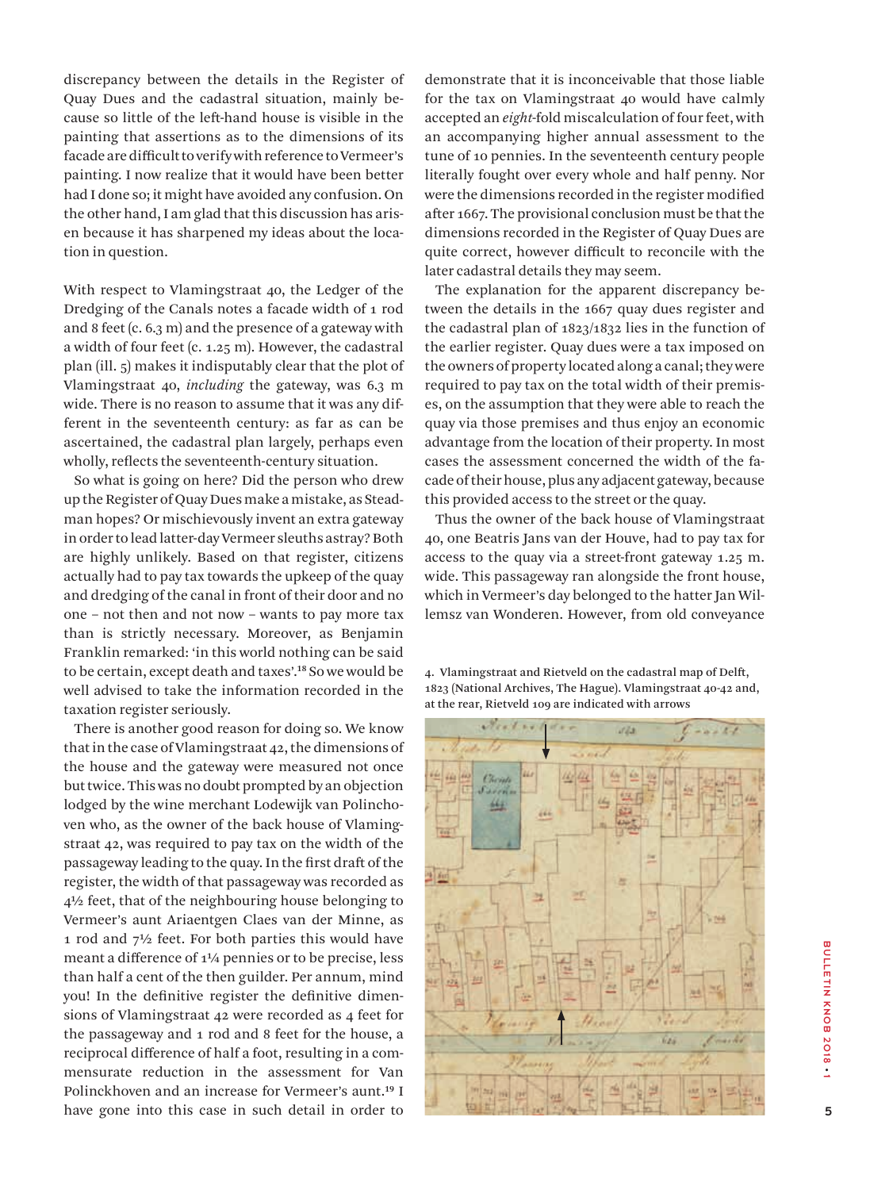discrepancy between the details in the Register of Quay Dues and the cadastral situation, mainly because so little of the left-hand house is visible in the painting that assertions as to the dimensions of its facade are difficult to verify with reference to Vermeer's painting. I now realize that it would have been better had I done so; it might have avoided any confusion. On the other hand, I am glad that this discussion has arisen because it has sharpened my ideas about the location in question.

With respect to Vlamingstraat 40, the Ledger of the Dredging of the Canals notes a facade width of 1 rod and 8 feet (c. 6.3 m) and the presence of a gateway with a width of four feet (c. 1.25 m). However, the cadastral plan (ill. 5) makes it indisputably clear that the plot of Vlamingstraat 40, *including* the gateway, was 6.3 m wide. There is no reason to assume that it was any different in the seventeenth century: as far as can be ascertained, the cadastral plan largely, perhaps even wholly, reflects the seventeenth-century situation.

So what is going on here? Did the person who drew up the Register of Quay Dues make a mistake, as Steadman hopes? Or mischievously invent an extra gateway in order to lead latter-day Vermeer sleuths astray? Both are highly unlikely. Based on that register, citizens actually had to pay tax towards the upkeep of the quay and dredging of the canal in front of their door and no one – not then and not now – wants to pay more tax than is strictly necessary. Moreover, as Benjamin Franklin remarked: 'in this world nothing can be said to be certain, except death and taxes'.[18] So we would be well advised to take the information recorded in the taxation register seriously.

There is another good reason for doing so. We know that in the case of Vlamingstraat 42, the dimensions of the house and the gateway were measured not once but twice. This was no doubt prompted by an objection lodged by the wine merchant Lodewijk van Polinchoven who, as the owner of the back house of Vlamingstraat 42, was required to pay tax on the width of the passageway leading to the quay. In the first draft of the register, the width of that passageway was recorded as 4½ feet, that of the neighbouring house belonging to Vermeer's aunt Ariaentgen Claes van der Minne, as 1 rod and 7½ feet. For both parties this would have meant a difference of 1¼ pennies or to be precise, less than half a cent of the then guilder. Per annum, mind you! In the definitive register the definitive dimensions of Vlamingstraat 42 were recorded as 4 feet for the passageway and 1 rod and 8 feet for the house, a reciprocal difference of half a foot, resulting in a commensurate reduction in the assessment for Van Polinckhoven and an increase for Vermeer's aunt.[19] I have gone into this case in such detail in order to demonstrate that it is inconceivable that those liable for the tax on Vlamingstraat 40 would have calmly accepted an *eight*-fold miscalculation of four feet, with an accompanying higher annual assessment to the tune of 10 pennies. In the seventeenth century people literally fought over every whole and half penny. Nor were the dimensions recorded in the register modified after 1667. The provisional conclusion must be that the dimensions recorded in the Register of Quay Dues are quite correct, however difficult to reconcile with the later cadastral details they may seem.

The explanation for the apparent discrepancy between the details in the 1667 quay dues register and the cadastral plan of 1823/1832 lies in the function of the earlier register. Quay dues were a tax imposed on the owners of property located along a canal; they were required to pay tax on the total width of their premises, on the assumption that they were able to reach the quay via those premises and thus enjoy an economic advantage from the location of their property. In most cases the assessment concerned the width of the facade of their house, plus any adjacent gateway, because this provided access to the street or the quay.

Thus the owner of the back house of Vlamingstraat 40, one Beatris Jans van der Houve, had to pay tax for access to the quay via a street-front gateway 1.25 m. wide. This passageway ran alongside the front house, which in Vermeer's day belonged to the hatter Jan Willemsz van Wonderen. However, from old conveyance

4. Vlamingstraat and Rietveld on the cadastral map of Delft, 1823 (National Archives, The Hague). Vlamingstraat 40-42 and, at the rear, Rietveld 109 are indicated with arrows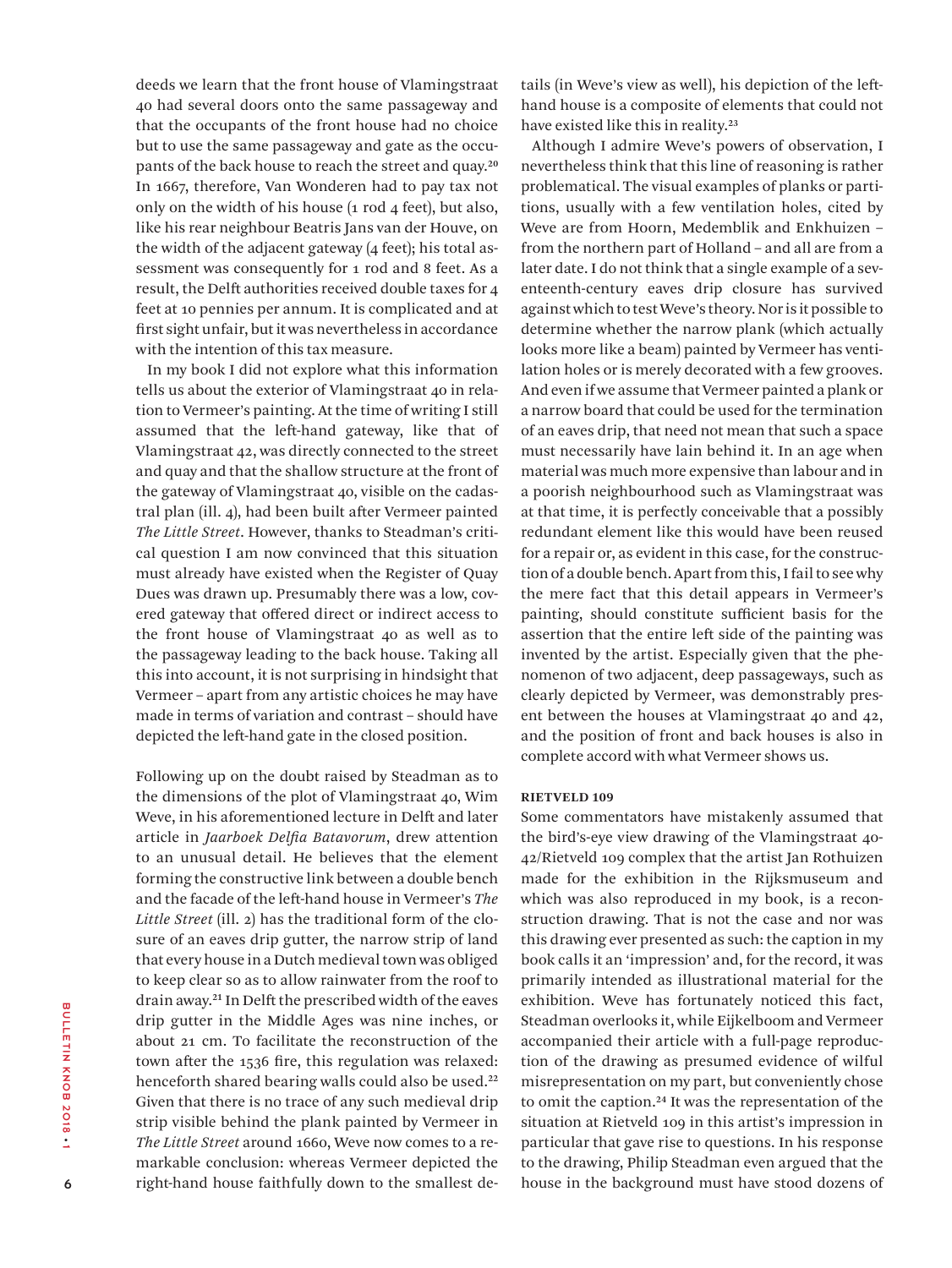deeds we learn that the front house of Vlamingstraat 40 had several doors onto the same passageway and that the occupants of the front house had no choice but to use the same passageway and gate as the occupants of the back house to reach the street and quay.[20] In 1667, therefore, Van Wonderen had to pay tax not only on the width of his house (1 rod 4 feet), but also, like his rear neighbour Beatris Jans van der Houve, on the width of the adjacent gateway (4 feet); his total assessment was consequently for 1 rod and 8 feet. As a result, the Delft authorities received double taxes for 4 feet at 10 pennies per annum. It is complicated and at first sight unfair, but it was nevertheless in accordance with the intention of this tax measure.

In my book I did not explore what this information tells us about the exterior of Vlamingstraat 40 in relation to Vermeer's painting. At the time of writing I still assumed that the left-hand gateway, like that of Vlamingstraat 42, was directly connected to the street and quay and that the shallow structure at the front of the gateway of Vlamingstraat 40, visible on the cadastral plan (ill. 4), had been built after Vermeer painted *The Little Street*. However, thanks to Steadman's critical question I am now convinced that this situation must already have existed when the Register of Quay Dues was drawn up. Presumably there was a low, covered gateway that offered direct or indirect access to the front house of Vlamingstraat 40 as well as to the passageway leading to the back house. Taking all this into account, it is not surprising in hindsight that Vermeer – apart from any artistic choices he may have made in terms of variation and contrast – should have depicted the left-hand gate in the closed position.

Following up on the doubt raised by Steadman as to the dimensions of the plot of Vlamingstraat 40, Wim Weve, in his aforementioned lecture in Delft and later article in *Jaarboek Delfia Batavorum*, drew attention to an unusual detail. He believes that the element forming the constructive link between a double bench and the facade of the left-hand house in Vermeer's *The Little Street* (ill. 2) has the traditional form of the closure of an eaves drip gutter, the narrow strip of land that every house in a Dutch medieval town was obliged to keep clear so as to allow rainwater from the roof to drain away.[21] In Delft the prescribed width of the eaves drip gutter in the Middle Ages was nine inches, or about 21 cm. To facilitate the reconstruction of the town after the 1536 fire, this regulation was relaxed: henceforth shared bearing walls could also be used.[22] Given that there is no trace of any such medieval drip strip visible behind the plank painted by Vermeer in *The Little Street* around 1660, Weve now comes to a remarkable conclusion: whereas Vermeer depicted the right-hand house faithfully down to the smallest details (in Weve's view as well), his depiction of the left-hand house is a composite of elements that could not have existed like this in reality.[23]

Although I admire Weve's powers of observation, I nevertheless think that this line of reasoning is rather problematical. The visual examples of planks or partitions, usually with a few ventilation holes, cited by Weve are from Hoorn, Medemblik and Enkhuizen – from the northern part of Holland – and all are from a later date. I do not think that a single example of a seventeenth-century eaves drip closure has survived against which to test Weve's theory. Nor is it possible to determine whether the narrow plank (which actually looks more like a beam) painted by Vermeer has ventilation holes or is merely decorated with a few grooves. And even if we assume that Vermeer painted a plank or a narrow board that could be used for the termination of an eaves drip, that need not mean that such a space must necessarily have lain behind it. In an age when material was much more expensive than labour and in a poorish neighbourhood such as Vlamingstraat was at that time, it is perfectly conceivable that a possibly redundant element like this would have been reused for a repair or, as evident in this case, for the construction of a double bench. Apart from this, I fail to see why the mere fact that this detail appears in Vermeer's painting, should constitute sufficient basis for the assertion that the entire left side of the painting was invented by the artist. Especially given that the phenomenon of two adjacent, deep passageways, such as clearly depicted by Vermeer, was demonstrably present between the houses at Vlamingstraat 40 and 42, and the position of front and back houses is also in complete accord with what Vermeer shows us.

### RIETVELD 109

Some commentators have mistakenly assumed that the bird's-eye view drawing of the Vlamingstraat 40-42/Rietveld 109 complex that the artist Jan Rothuizen made for the exhibition in the Rijksmuseum and which was also reproduced in my book, is a reconstruction drawing. That is not the case and nor was this drawing ever presented as such: the caption in my book calls it an 'impression' and, for the record, it was primarily intended as illustrational material for the exhibition. Weve has fortunately noticed this fact, Steadman overlooks it, while Eijkelboom and Vermeer accompanied their article with a full-page reproduction of the drawing as presumed evidence of wilful misrepresentation on my part, but conveniently chose to omit the caption.[24] It was the representation of the situation at Rietveld 109 in this artist's impression in particular that gave rise to questions. In his response to the drawing, Philip Steadman even argued that the house in the background must have stood dozens of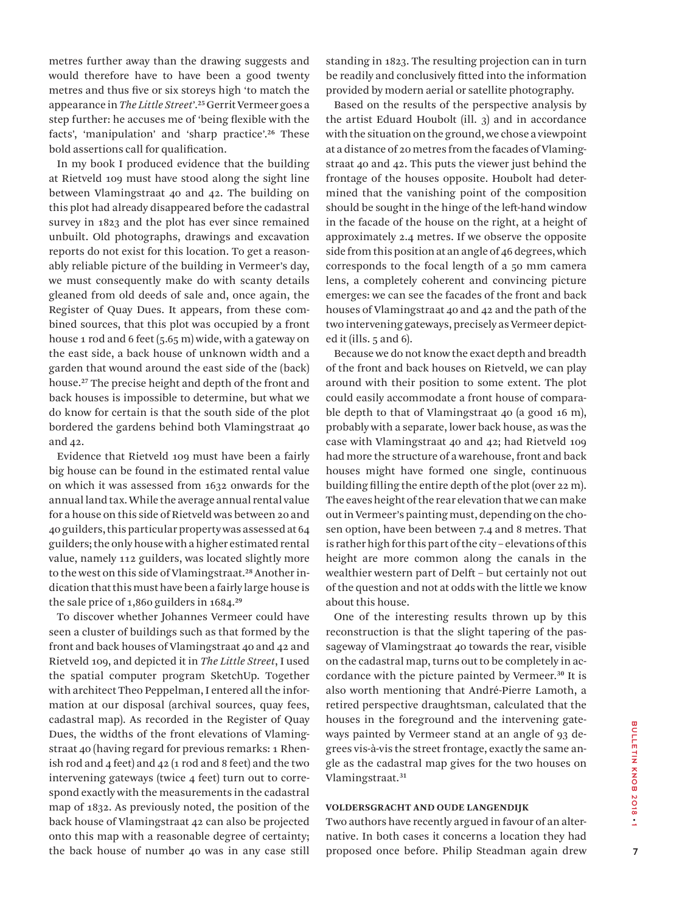metres further away than the drawing suggests and would therefore have to have been a good twenty metres and thus five or six storeys high 'to match the appearance in *The Little Street*'.[25] Gerrit Vermeer goes a step further: he accuses me of 'being flexible with the facts', 'manipulation' and 'sharp practice'.[26] These bold assertions call for qualification.

In my book I produced evidence that the building at Rietveld 109 must have stood along the sight line between Vlamingstraat 40 and 42. The building on this plot had already disappeared before the cadastral survey in 1823 and the plot has ever since remained unbuilt. Old photographs, drawings and excavation reports do not exist for this location. To get a reasonably reliable picture of the building in Vermeer's day, we must consequently make do with scanty details gleaned from old deeds of sale and, once again, the Register of Quay Dues. It appears, from these combined sources, that this plot was occupied by a front house 1 rod and 6 feet (5.65 m) wide, with a gateway on the east side, a back house of unknown width and a garden that wound around the east side of the (back) house.[27] The precise height and depth of the front and back houses is impossible to determine, but what we do know for certain is that the south side of the plot bordered the gardens behind both Vlamingstraat 40 and 42.

Evidence that Rietveld 109 must have been a fairly big house can be found in the estimated rental value on which it was assessed from 1632 onwards for the annual land tax. While the average annual rental value for a house on this side of Rietveld was between 20 and 40 guilders, this particular property was assessed at 64 guilders; the only house with a higher estimated rental value, namely 112 guilders, was located slightly more to the west on this side of Vlamingstraat.[28] Another indication that this must have been a fairly large house is the sale price of 1,860 guilders in 1684.[29]

To discover whether Johannes Vermeer could have seen a cluster of buildings such as that formed by the front and back houses of Vlamingstraat 40 and 42 and Rietveld 109, and depicted it in *The Little Street*, I used the spatial computer program SketchUp. Together with architect Theo Peppelman, I entered all the information at our disposal (archival sources, quay fees, cadastral map). As recorded in the Register of Quay Dues, the widths of the front elevations of Vlamingstraat 40 (having regard for previous remarks: 1 Rhenish rod and 4 feet) and 42 (1 rod and 8 feet) and the two intervening gateways (twice 4 feet) turn out to correspond exactly with the measurements in the cadastral map of 1832. As previously noted, the position of the back house of Vlamingstraat 42 can also be projected onto this map with a reasonable degree of certainty; the back house of number 40 was in any case still standing in 1823. The resulting projection can in turn be readily and conclusively fitted into the information provided by modern aerial or satellite photography.

Based on the results of the perspective analysis by the artist Eduard Houbolt (ill. 3) and in accordance with the situation on the ground, we chose a viewpoint at a distance of 20 metres from the facades of Vlamingstraat 40 and 42. This puts the viewer just behind the frontage of the houses opposite. Houbolt had determined that the vanishing point of the composition should be sought in the hinge of the left-hand window in the facade of the house on the right, at a height of approximately 2.4 metres. If we observe the opposite side from this position at an angle of 46 degrees, which corresponds to the focal length of a 50 mm camera lens, a completely coherent and convincing picture emerges: we can see the facades of the front and back houses of Vlamingstraat 40 and 42 and the path of the two intervening gateways, precisely as Vermeer depicted it (ills. 5 and 6).

Because we do not know the exact depth and breadth of the front and back houses on Rietveld, we can play around with their position to some extent. The plot could easily accommodate a front house of comparable depth to that of Vlamingstraat 40 (a good 16 m), probably with a separate, lower back house, as was the case with Vlamingstraat 40 and 42; had Rietveld 109 had more the structure of a warehouse, front and back houses might have formed one single, continuous building filling the entire depth of the plot (over 22 m). The eaves height of the rear elevation that we can make out in Vermeer's painting must, depending on the chosen option, have been between 7.4 and 8 metres. That is rather high for this part of the city – elevations of this height are more common along the canals in the wealthier western part of Delft – but certainly not out of the question and not at odds with the little we know about this house.

One of the interesting results thrown up by this reconstruction is that the slight tapering of the passageway of Vlamingstraat 40 towards the rear, visible on the cadastral map, turns out to be completely in accordance with the picture painted by Vermeer.[30] It is also worth mentioning that André-Pierre Lamoth, a retired perspective draughtsman, calculated that the houses in the foreground and the intervening gateways painted by Vermeer stand at an angle of 93 degrees vis-à-vis the street frontage, exactly the same angle as the cadastral map gives for the two houses on Vlamingstraat.[31]

### VOLDERSGRACHT AND OUDE LANGENDIJK

Two authors have recently argued in favour of an alternative. In both cases it concerns a location they had proposed once before. Philip Steadman again drew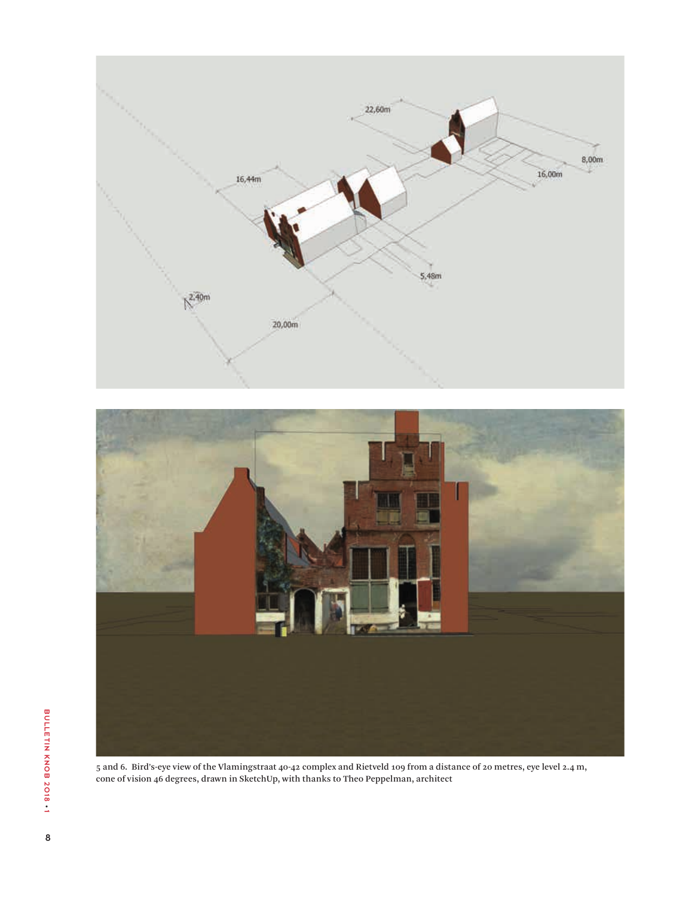5 and 6. Bird's-eye view of the Vlamingstraat 40-42 complex and Rietveld 109 from a distance of 20 metres, eye level 2.4 m, cone of vision 46 degrees, drawn in SketchUp, with thanks to Theo Peppelman, architect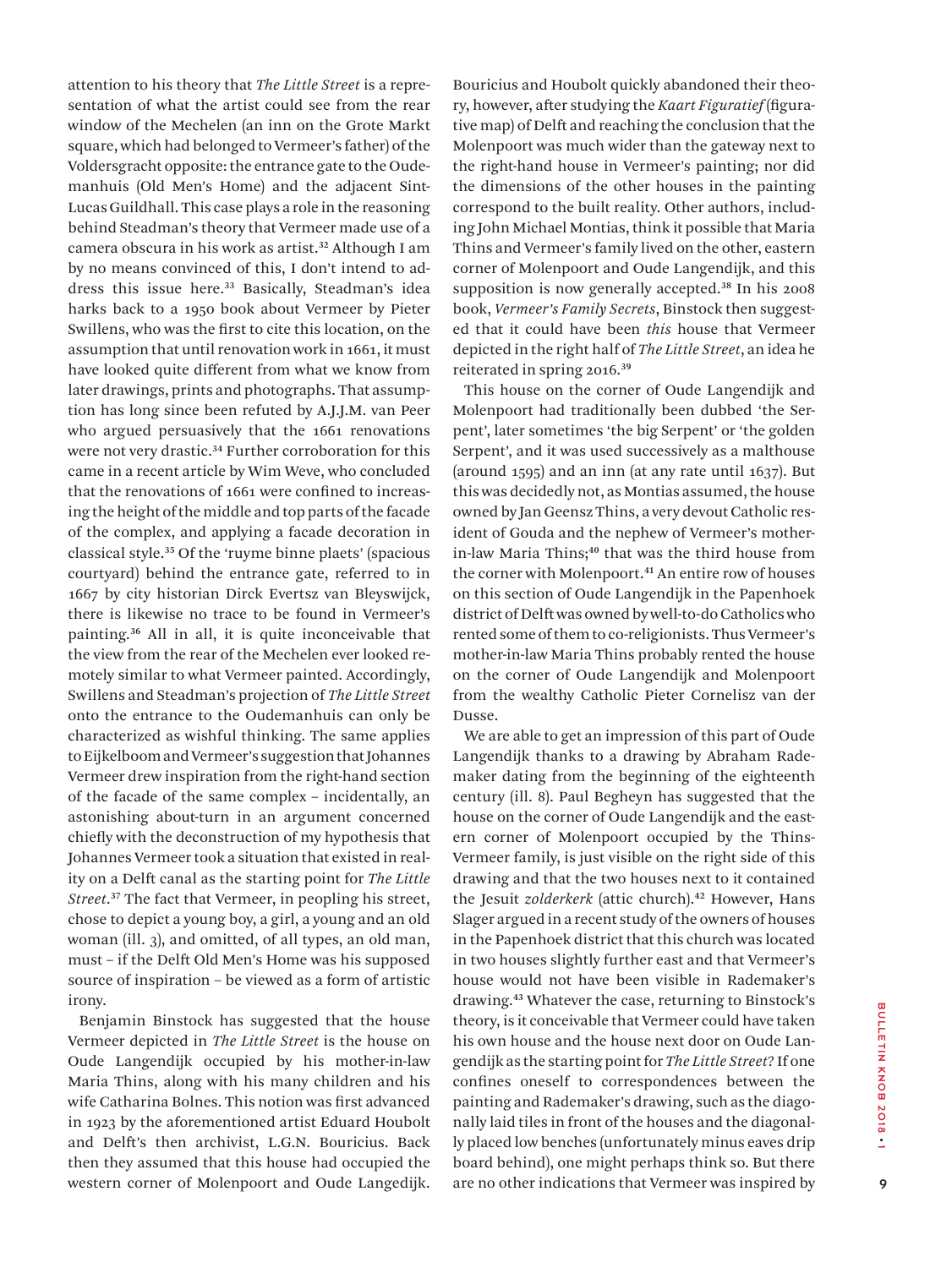attention to his theory that *The Little Street* is a representation of what the artist could see from the rear window of the Mechelen (an inn on the Grote Markt square, which had belonged to Vermeer's father) of the Voldersgracht opposite: the entrance gate to the Oudemanhuis (Old Men's Home) and the adjacent Sint-Lucas Guildhall. This case plays a role in the reasoning behind Steadman's theory that Vermeer made use of a camera obscura in his work as artist.[32] Although I am by no means convinced of this, I don't intend to address this issue here.[33] Basically, Steadman's idea harks back to a 1950 book about Vermeer by Pieter Swillens, who was the first to cite this location, on the assumption that until renovation work in 1661, it must have looked quite different from what we know from later drawings, prints and photographs. That assumption has long since been refuted by A.J.J.M. van Peer who argued persuasively that the 1661 renovations were not very drastic.[34] Further corroboration for this came in a recent article by Wim Weve, who concluded that the renovations of 1661 were confined to increasing the height of the middle and top parts of the facade of the complex, and applying a facade decoration in classical style.[35] Of the 'ruyme binne plaets' (spacious courtyard) behind the entrance gate, referred to in 1667 by city historian Dirck Evertsz van Bleyswijck, there is likewise no trace to be found in Vermeer's painting.[36] All in all, it is quite inconceivable that the view from the rear of the Mechelen ever looked remotely similar to what Vermeer painted. Accordingly, Swillens and Steadman's projection of *The Little Street* onto the entrance to the Oudemanhuis can only be characterized as wishful thinking. The same applies to Eijkelboom and Vermeer's suggestion that Johannes Vermeer drew inspiration from the right-hand section of the facade of the same complex – incidentally, an astonishing about-turn in an argument concerned chiefly with the deconstruction of my hypothesis that Johannes Vermeer took a situation that existed in reality on a Delft canal as the starting point for *The Little Street*.[37] The fact that Vermeer, in peopling his street, chose to depict a young boy, a girl, a young and an old woman (ill. 3), and omitted, of all types, an old man, must – if the Delft Old Men's Home was his supposed source of inspiration – be viewed as a form of artistic irony.

Benjamin Binstock has suggested that the house Vermeer depicted in *The Little Street* is the house on Oude Langendijk occupied by his mother-in-law Maria Thins, along with his many children and his wife Catharina Bolnes. This notion was first advanced in 1923 by the aforementioned artist Eduard Houbolt and Delft's then archivist, L.G.N. Bouricius. Back then they assumed that this house had occupied the western corner of Molenpoort and Oude Langedijk. Bouricius and Houbolt quickly abandoned their theory, however, after studying the *Kaart Figuratief* (figurative map) of Delft and reaching the conclusion that the Molenpoort was much wider than the gateway next to the right-hand house in Vermeer's painting; nor did the dimensions of the other houses in the painting correspond to the built reality. Other authors, including John Michael Montias, think it possible that Maria Thins and Vermeer's family lived on the other, eastern corner of Molenpoort and Oude Langendijk, and this supposition is now generally accepted.[38] In his 2008 book, *Vermeer's Family Secrets*, Binstock then suggested that it could have been *this* house that Vermeer depicted in the right half of *The Little Street*, an idea he reiterated in spring 2016.[39]

This house on the corner of Oude Langendijk and Molenpoort had traditionally been dubbed 'the Serpent', later sometimes 'the big Serpent' or 'the golden Serpent', and it was used successively as a malthouse (around 1595) and an inn (at any rate until 1637). But this was decidedly not, as Montias assumed, the house owned by Jan Geensz Thins, a very devout Catholic resident of Gouda and the nephew of Vermeer's mother-in-law Maria Thins;[40] that was the third house from the corner with Molenpoort.[41] An entire row of houses on this section of Oude Langendijk in the Papenhoek district of Delft was owned by well-to-do Catholics who rented some of them to co-religionists. Thus Vermeer's mother-in-law Maria Thins probably rented the house on the corner of Oude Langendijk and Molenpoort from the wealthy Catholic Pieter Cornelisz van der Dusse.

We are able to get an impression of this part of Oude Langendijk thanks to a drawing by Abraham Rademaker dating from the beginning of the eighteenth century (ill. 8). Paul Begheyn has suggested that the house on the corner of Oude Langendijk and the eastern corner of Molenpoort occupied by the Thins-Vermeer family, is just visible on the right side of this drawing and that the two houses next to it contained the Jesuit *zolderkerk* (attic church).[42] However, Hans Slager argued in a recent study of the owners of houses in the Papenhoek district that this church was located in two houses slightly further east and that Vermeer's house would not have been visible in Rademaker's drawing.[43] Whatever the case, returning to Binstock's theory, is it conceivable that Vermeer could have taken his own house and the house next door on Oude Langendijk as the starting point for *The Little Street*? If one confines oneself to correspondences between the painting and Rademaker's drawing, such as the diagonally laid tiles in front of the houses and the diagonally placed low benches (unfortunately minus eaves drip board behind), one might perhaps think so. But there are no other indications that Vermeer was inspired by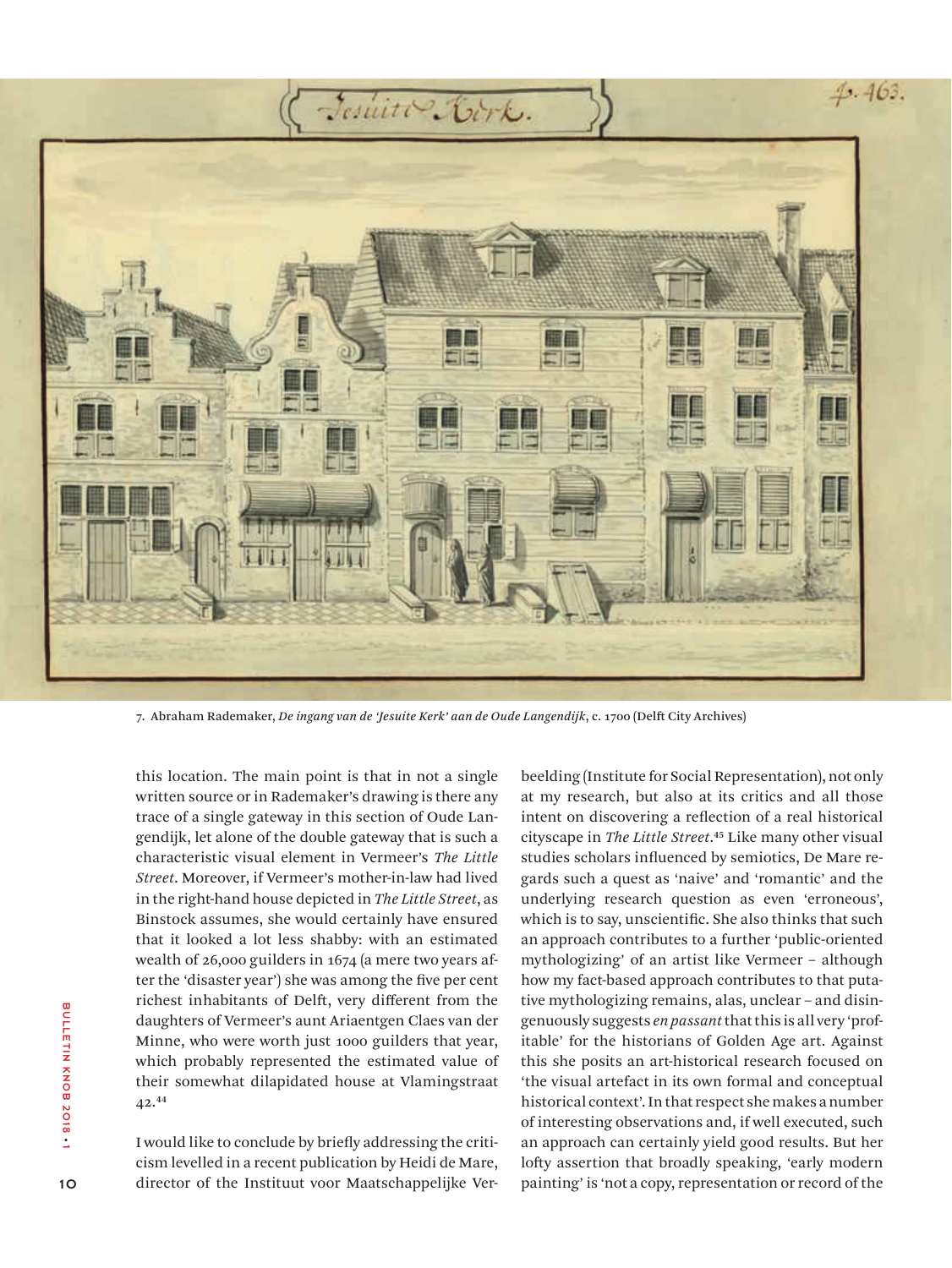7. Abraham Rademaker, *De ingang van de 'Jesuite Kerk' aan de Oude Langendijk*, c. 1700 (Delft City Archives)

this location. The main point is that in not a single written source or in Rademaker's drawing is there any trace of a single gateway in this section of Oude Langendijk, let alone of the double gateway that is such a characteristic visual element in Vermeer's *The Little Street*. Moreover, if Vermeer's mother-in-law had lived in the right-hand house depicted in *The Little Street*, as Binstock assumes, she would certainly have ensured that it looked a lot less shabby: with an estimated wealth of 26,000 guilders in 1674 (a mere two years after the 'disaster year') she was among the five per cent richest inhabitants of Delft, very different from the daughters of Vermeer's aunt Ariaentgen Claes van der Minne, who were worth just 1000 guilders that year, which probably represented the estimated value of their somewhat dilapidated house at Vlamingstraat 42.[44]

I would like to conclude by briefly addressing the criticism levelled in a recent publication by Heidi de Mare, director of the Instituut voor Maatschappelijke Verbeelding (Institute for Social Representation), not only at my research, but also at its critics and all those intent on discovering a reflection of a real historical cityscape in *The Little Street*.[45] Like many other visual studies scholars influenced by semiotics, De Mare regards such a quest as 'naive' and 'romantic' and the underlying research question as even 'erroneous', which is to say, unscientific. She also thinks that such an approach contributes to a further 'public-oriented mythologizing' of an artist like Vermeer – although how my fact-based approach contributes to that putative mythologizing remains, alas, unclear – and disingenuously suggests *en passant* that this is all very 'profitable' for the historians of Golden Age art. Against this she posits an art-historical research focused on 'the visual artefact in its own formal and conceptual historical context'. In that respect she makes a number of interesting observations and, if well executed, such an approach can certainly yield good results. But her lofty assertion that broadly speaking, 'early modern painting' is 'not a copy, representation or record of the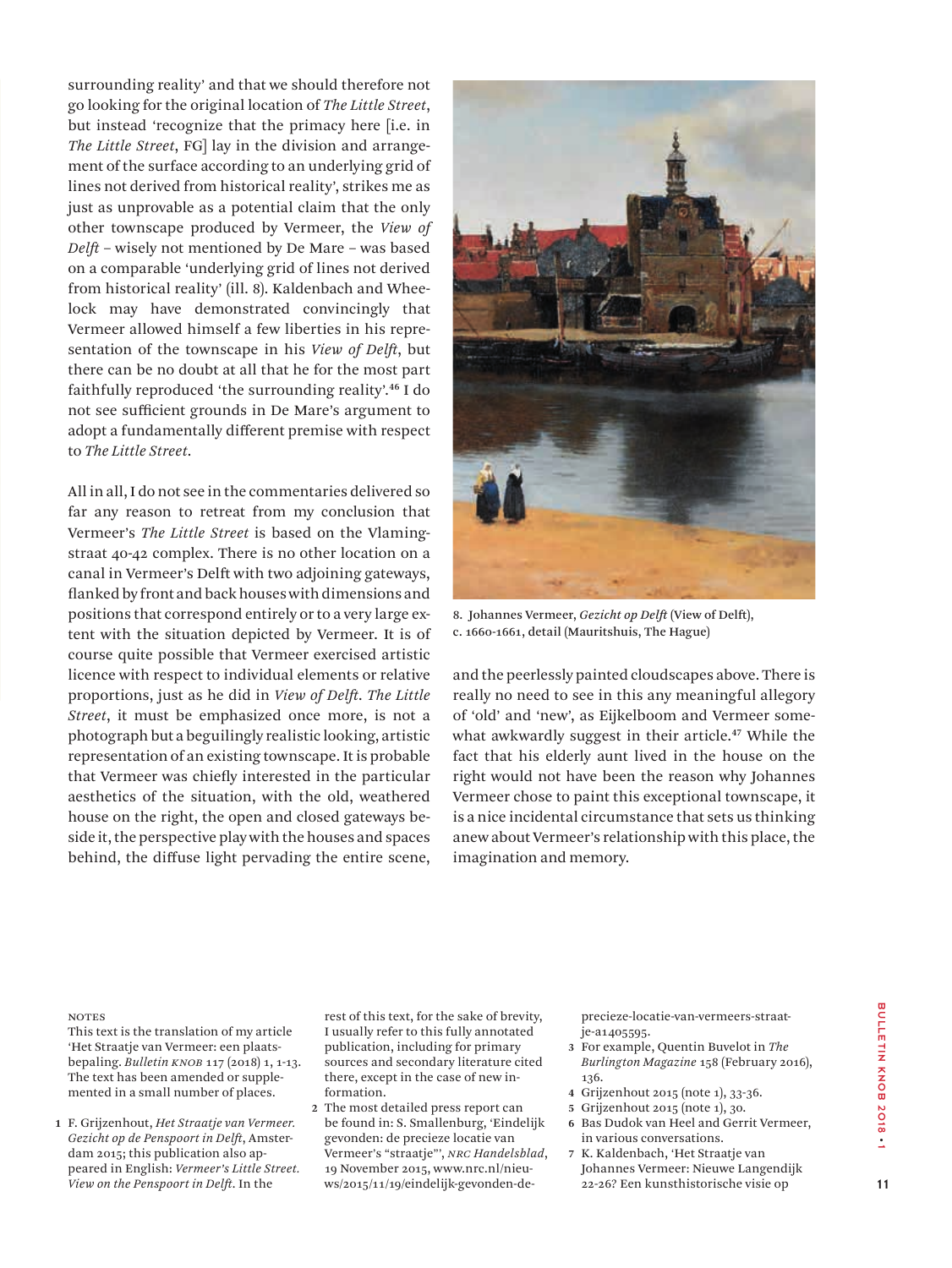surrounding reality' and that we should therefore not go looking for the original location of *The Little Street*, but instead 'recognize that the primacy here [i.e. in *The Little Street*, FG] lay in the division and arrangement of the surface according to an underlying grid of lines not derived from historical reality', strikes me as just as unprovable as a potential claim that the only other townscape produced by Vermeer, the *View of Delft* – wisely not mentioned by De Mare – was based on a comparable 'underlying grid of lines not derived from historical reality' (ill. 8). Kaldenbach and Wheelock may have demonstrated convincingly that Vermeer allowed himself a few liberties in his representation of the townscape in his *View of Delft*, but there can be no doubt at all that he for the most part faithfully reproduced 'the surrounding reality'.[46] I do not see sufficient grounds in De Mare's argument to adopt a fundamentally different premise with respect to *The Little Street*.

All in all, I do not see in the commentaries delivered so far any reason to retreat from my conclusion that Vermeer's *The Little Street* is based on the Vlamingstraat 40-42 complex. There is no other location on a canal in Vermeer's Delft with two adjoining gateways, flanked by front and back houses with dimensions and positions that correspond entirely or to a very large extent with the situation depicted by Vermeer. It is of course quite possible that Vermeer exercised artistic licence with respect to individual elements or relative proportions, just as he did in *View of Delft*. *The Little Street*, it must be emphasized once more, is not a photograph but a beguilingly realistic looking, artistic representation of an existing townscape. It is probable that Vermeer was chiefly interested in the particular aesthetics of the situation, with the old, weathered house on the right, the open and closed gateways beside it, the perspective play with the houses and spaces behind, the diffuse light pervading the entire scene, and the peerlessly painted cloudscapes above. There is really no need to see in this any meaningful allegory of 'old' and 'new', as Eijkelboom and Vermeer somewhat awkwardly suggest in their article.[47] While the fact that his elderly aunt lived in the house on the right would not have been the reason why Johannes Vermeer chose to paint this exceptional townscape, it is a nice incidental circumstance that sets us thinking anew about Vermeer's relationship with this place, the imagination and memory.

8. Johannes Vermeer, *Gezicht op Delft* (View of Delft), c. 1660-1661, detail (Mauritshuis, The Hague)

NOTES

This text is the translation of my article 'Het Straatje van Vermeer: een plaatsbepaling. *Bulletin KNOB* 117 (2018) 1, 1-13. The text has been amended or supplemented in a small number of places.

1. F. Grijzenhout, *Het Straatje van Vermeer. Gezicht op de Penspoort in Delft*, Amsterdam 2015; this publication also appeared in English: *Vermeer's Little Street. View on the Penspoort in Delft*. In the rest of this text, for the sake of brevity, I usually refer to this fully annotated publication, including for primary sources and secondary literature cited there, except in the case of new information.
2. The most detailed press report can be found in: S. Smallenburg, 'Eindelijk gevonden: de precieze locatie van Vermeer's "straatje"', *NRC Handelsblad*, 19 November 2015, www.nrc.nl/nieuws/2015/11/19/eindelijk-gevonden-de-precieze-locatie-van-vermeers-straatje-a1405595.
3. For example, Quentin Buvelot in *The Burlington Magazine* 158 (February 2016), 136.
4. Grijzenhout 2015 (note 1), 33-36.
5. Grijzenhout 2015 (note 1), 30.
6. Bas Dudok van Heel and Gerrit Vermeer, in various conversations.
7. K. Kaldenbach, 'Het Straatje van Johannes Vermeer: Nieuwe Langendijk 22-26? Een kunsthistorische visie op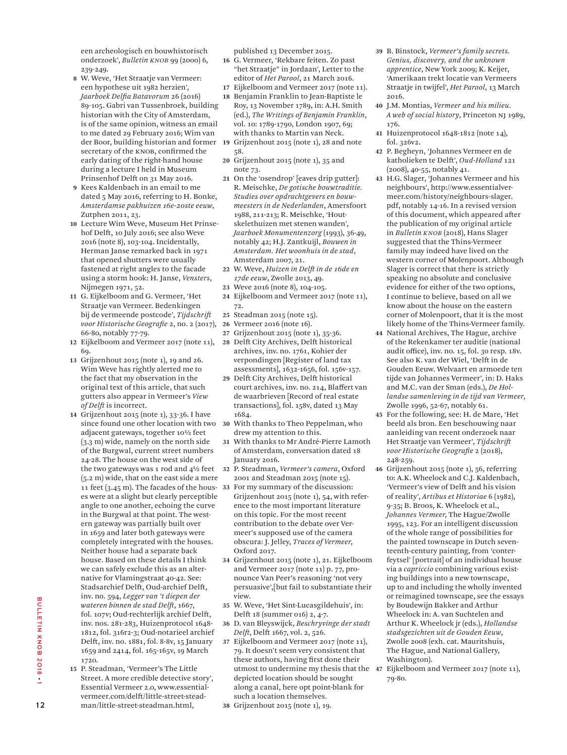een archeologisch en bouwhistorisch onderzoek', *Bulletin KNOB* 99 (2000) 6, 239-249.

8. W. Weve, 'Het Straatje van Vermeer: een hypothese uit 1982 herzien', *Jaarboek Delfia Batavorum* 26 (2016) 89-105. Gabri van Tussenbroek, building historian with the City of Amsterdam, is of the same opinion, witness an email to me dated 29 February 2016; Wim van der Boor, building historian and former secretary of the KNOB, confirmed the early dating of the right-hand house during a lecture I held in Museum Prinsenhof Delft on 31 May 2016.
9. Kees Kaldenbach in an email to me dated 5 May 2016, referring to H. Bonke, *Amsterdamse pakhuizen 16e-20ste eeuw*, Zutphen 2011, 23.
10. Lecture Wim Weve, Museum Het Prinsehof Delft, 10 July 2016; see also Weve 2016 (note 8), 103-104. Incidentally, Herman Janse remarked back in 1971 that opened shutters were usually fastened at right angles to the facade using a storm hook: H. Janse, *Vensters*, Nijmegen 1971, 52.
11. G. Eijkelboom and G. Vermeer, 'Het Straatje van Vermeer. Bedenkingen bij de vermeende postcode', *Tijdschrift voor Historische Geografie* 2, no. 2 (2017), 66-80, notably 77-79.
12. Eijkelboom and Vermeer 2017 (note 11), 69.
13. Grijzenhout 2015 (note 1), 19 and 26. Wim Weve has rightly alerted me to the fact that my observation in the original text of this article, that such gutters also appear in Vermeer's *View of Delft* is incorrect.
14. Grijzenhout 2015 (note 1), 33-36. I have since found one other location with two adjacent gateways, together 10½ feet (3.3 m) wide, namely on the north side of the Burgwal, current street numbers 24-28. The house on the west side of the two gateways was 1 rod and 4½ feet (5.2 m) wide, that on the east side a mere 11 feet (3.45 m). The facades of the houses were at a slight but clearly perceptible angle to one another, echoing the curve in the Burgwal at that point. The western gateway was partially built over in 1659 and later both gateways were completely integrated with the houses. Neither house had a separate back house. Based on these details I think we can safely exclude this as an alternative for Vlamingstraat 40-42. See: Stadsarchief Delft, Oud-archief Delft, inv. no. 594, *Legger van 't diepen der wateren binnen de stad Delft*, 1667, fol. 107v; Oud-rechterlijk archief Delft, inv. nos. 281-283, Huizenprotocol 1648-1812, fol. 316r2-3; Oud-notarieel archief Delft, inv. no. 1881, fol. 8-8v, 15 January 1659 and 2414, fol. 165-165v, 19 March 1720.
15. P. Steadman, 'Vermeer's The Little Street. A more credible detective story', Essential Vermeer 2.0, www.essentialvermeer.com/delft/little-street-steadman/little-street-steadman.html, published 13 December 2015.
16. G. Vermeer, 'Rekbare feiten. Zo past "het Straatje" in Jordaan', Letter to the editor of *Het Parool*, 21 March 2016.
17. Eijkelboom and Vermeer 2017 (note 11).
18. Benjamin Franklin to Jean-Baptiste le Roy, 13 November 1789, in: A.H. Smith (ed.), *The Writings of Benjamin Franklin*, vol. 10: 1789-1790, London 1907, 69; with thanks to Martin van Neck.
19. Grijzenhout 2015 (note 1), 28 and note 58.
20. Grijzenhout 2015 (note 1), 35 and note 73.
21. On the 'osendrop' [eaves drip gutter]: R. Meischke, *De gotische bouwtraditie. Studies over opdrachtgevers en bouwmeesters in de Nederlanden*, Amersfoort 1988, 211-213; R. Meischke, 'Houtskelethuizen met stenen wanden', *Jaarboek Monumentenzorg* (1993), 36-49, notably 42; H.J. Zantkuijl, *Bouwen in Amsterdam. Het woonhuis in de stad*, Amsterdam 2007, 21.
22. W. Weve, *Huizen in Delft in de 16de en 17de eeuw*, Zwolle 2013, 49.
23. Weve 2016 (note 8), 104-105.
24. Eijkelboom and Vermeer 2017 (note 11), 72.
25. Steadman 2015 (note 15).
26. Vermeer 2016 (note 16).
27. Grijzenhout 2015 (note 1), 35-36.
28. Delft City Archives, Delft historical archives, inv. no. 1761, Kohier der verpondingen [Register of land tax assessments], 1632-1656, fol. 156v-157.
29. Delft City Archives, Delft historical court archives, inv. no. 214, Blaffert van de waarbrieven [Record of real estate transactions], fol. 158v, dated 13 May 1684.
30. With thanks to Theo Peppelman, who drew my attention to this.
31. With thanks to Mr André-Pierre Lamoth of Amsterdam, conversation dated 18 January 2016.
32. P. Steadman, *Vermeer's camera*, Oxford 2001 and Steadman 2015 (note 15).
33. For my summary of the discussion: Grijzenhout 2015 (note 1), 54, with reference to the most important literature on this topic. For the most recent contribution to the debate over Vermeer's supposed use of the camera obscura: J. Jelley, *Traces of Vermeer*, Oxford 2017.
34. Grijzenhout 2015 (note 1), 21. Eijkelboom and Vermeer 2017 (note 11) p. 77, pronounce Van Peer's reasoning 'not very persuasive',[but fail to substantiate their view.
35. W. Weve, 'Het Sint-Lucasgildehuis', in: Delft 18 (summer 016) 2, 4-7.
36. D. van Bleyswijck, *Beschryvinge der stadt Delft*, Delft 1667, vol. 2, 526.
37. Eijkelboom and Vermeer 2017 (note 11), 79. It doesn't seem very consistent that these authors, having first done their utmost to undermine my thesis that the depicted location should be sought along a canal, here opt point-blank for such a location themselves.
38. Grijzenhout 2015 (note 1), 19.
39. B. Binstock, *Vermeer's family secrets. Genius, discovery, and the unknown apprentice*, New York 2009; K. Keijer, 'Amerikaan trekt locatie van Vermeers Straatje in twijfel', *Het Parool*, 13 March 2016.
40. J.M. Montias, *Vermeer and his milieu. A web of social history*, Princeton NJ 1989, 176.
41. Huizenprotocol 1648-1812 (note 14), fol. 326v2.
42. P. Begheyn, 'Johannes Vermeer en de katholieken te Delft', *Oud-Holland* 121 (2008), 40-55, notably 41.
43. H.G. Slager, 'Johannes Vermeer and his neighbours', http://www.essentialvermeer.com/history/neighbours-slager.pdf, notably 14-16. In a revised version of this document, which appeared after the publication of my original article in *Bulletin KNOB* (2018), Hans Slager suggested that the Thins-Vermeer family may indeed have lived on the western corner of Molenpoort. Although Slager is correct that there is strictly speaking no absolute and conclusive evidence for either of the two options, I continue to believe, based on all we know about the house on the eastern corner of Molenpoort, that it is the most likely home of the Thins-Vermeer family.
44. National Archives, The Hague, archive of the Rekenkamer ter audititie (national audit office), inv. no. 15, fol. 30 resp. 18v. See also K. van der Wiel, 'Delft in de Gouden Eeuw. Welvaart en armoede ten tijde van Johannes Vermeer', in: D. Haks and M.C. van der Sman (eds.), *De Hollandse samenleving in de tijd van Vermeer*, Zwolle 1996, 52-67, notably 61.
45. For the following, see: H. de Mare, 'Het beeld als bron. Een beschouwing naar aanleiding van recent onderzoek naar Het Straatje van Vermeer', *Tijdschrift voor Historische Geografie* 2 (2018), 248-259.
46. Grijzenhout 2015 (note 1), 56, referring to: A.K. Wheelock and C.J. Kaldenbach, 'Vermeer's view of Delft and his vision of reality', *Artibus et Historiae* 6 (1982), 9-35; B. Broos, K. Wheelock et al., *Johannes Vermeer*, The Hague/Zwolle 1995, 123. For an intelligent discussion of the whole range of possibilities for the painted townscape in Dutch seventeenth-century painting, from 'conterfeytsel' [portrait] of an individual house via a *capriccio* combining several existing buildings into a new townscape, up to and including the wholly invented or reimagined townscape, see the essays by Boudewijn Bakker and Arthur Wheelock in: A. van Suchtelen and Arthur K. Wheelock jr (eds.), *Hollandse stadsgezichten uit de Gouden Eeuw*, Zwolle 2008 (exh. cat. Mauritshuis, The Hague, and National Gallery, Washington).
47. Eijkelboom and Vermeer 2017 (note 11), 79-80.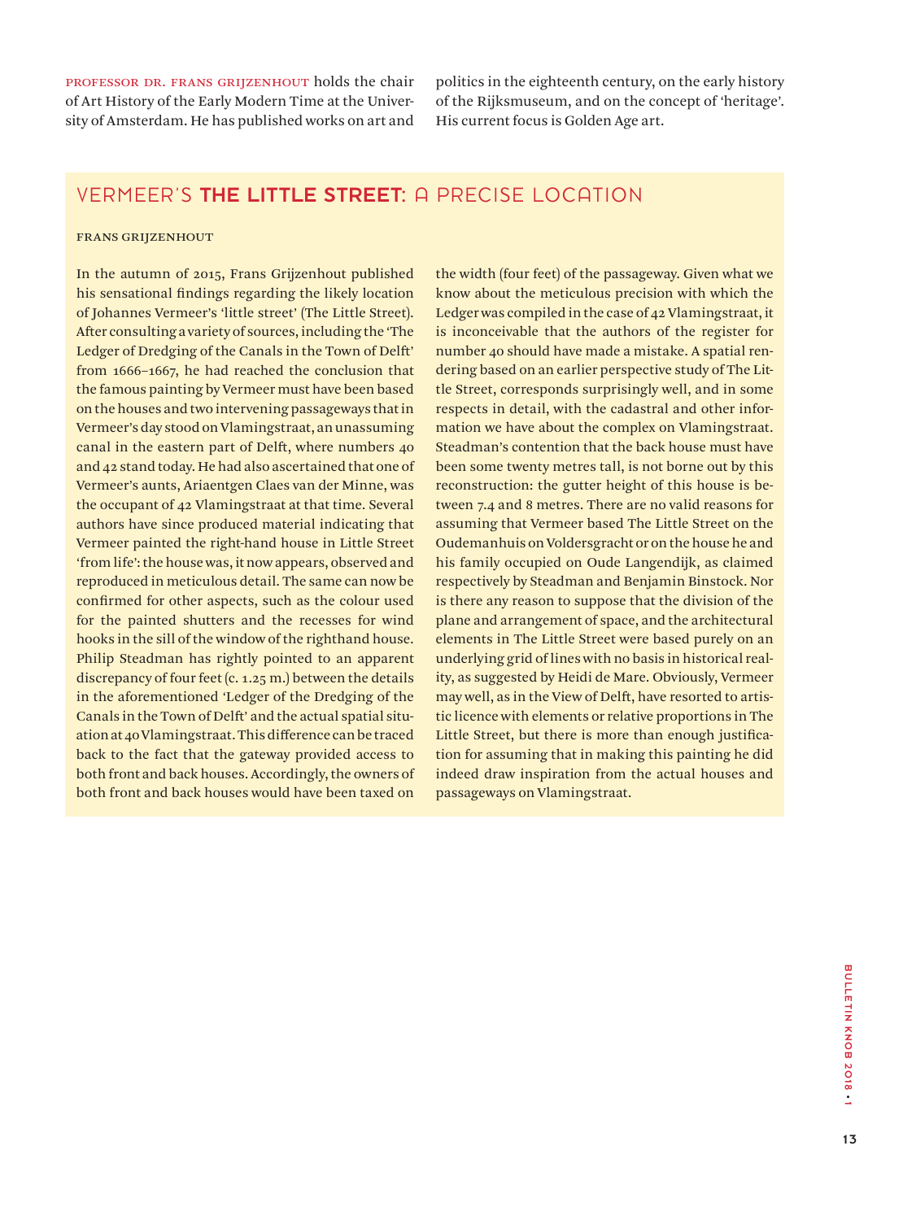PROFESSOR DR. FRANS GRIJZENHOUT holds the chair of Art History of the Early Modern Time at the University of Amsterdam. He has published works on art and politics in the eighteenth century, on the early history of the Rijksmuseum, and on the concept of 'heritage'. His current focus is Golden Age art.

## VERMEER'S **THE LITTLE STREET**: A PRECISE LOCATION

FRANS GRIJZENHOUT

In the autumn of 2015, Frans Grijzenhout published his sensational findings regarding the likely location of Johannes Vermeer's 'little street' (The Little Street). After consulting a variety of sources, including the 'The Ledger of Dredging of the Canals in the Town of Delft' from 1666–1667, he had reached the conclusion that the famous painting by Vermeer must have been based on the houses and two intervening passageways that in Vermeer's day stood on Vlamingstraat, an unassuming canal in the eastern part of Delft, where numbers 40 and 42 stand today. He had also ascertained that one of Vermeer's aunts, Ariaentgen Claes van der Minne, was the occupant of 42 Vlamingstraat at that time. Several authors have since produced material indicating that Vermeer painted the right-hand house in Little Street 'from life': the house was, it now appears, observed and reproduced in meticulous detail. The same can now be confirmed for other aspects, such as the colour used for the painted shutters and the recesses for wind hooks in the sill of the window of the righthand house. Philip Steadman has rightly pointed to an apparent discrepancy of four feet (c. 1.25 m.) between the details in the aforementioned 'Ledger of the Dredging of the Canals in the Town of Delft' and the actual spatial situation at 40 Vlamingstraat. This difference can be traced back to the fact that the gateway provided access to both front and back houses. Accordingly, the owners of both front and back houses would have been taxed on the width (four feet) of the passageway. Given what we know about the meticulous precision with which the Ledger was compiled in the case of 42 Vlamingstraat, it is inconceivable that the authors of the register for number 40 should have made a mistake. A spatial rendering based on an earlier perspective study of The Little Street, corresponds surprisingly well, and in some respects in detail, with the cadastral and other information we have about the complex on Vlamingstraat. Steadman's contention that the back house must have been some twenty metres tall, is not borne out by this reconstruction: the gutter height of this house is between 7.4 and 8 metres. There are no valid reasons for assuming that Vermeer based The Little Street on the Oudemanhuis on Voldersgracht or on the house he and his family occupied on Oude Langendijk, as claimed respectively by Steadman and Benjamin Binstock. Nor is there any reason to suppose that the division of the plane and arrangement of space, and the architectural elements in The Little Street were based purely on an underlying grid of lines with no basis in historical reality, as suggested by Heidi de Mare. Obviously, Vermeer may well, as in the View of Delft, have resorted to artistic licence with elements or relative proportions in The Little Street, but there is more than enough justification for assuming that in making this painting he did indeed draw inspiration from the actual houses and passageways on Vlamingstraat.